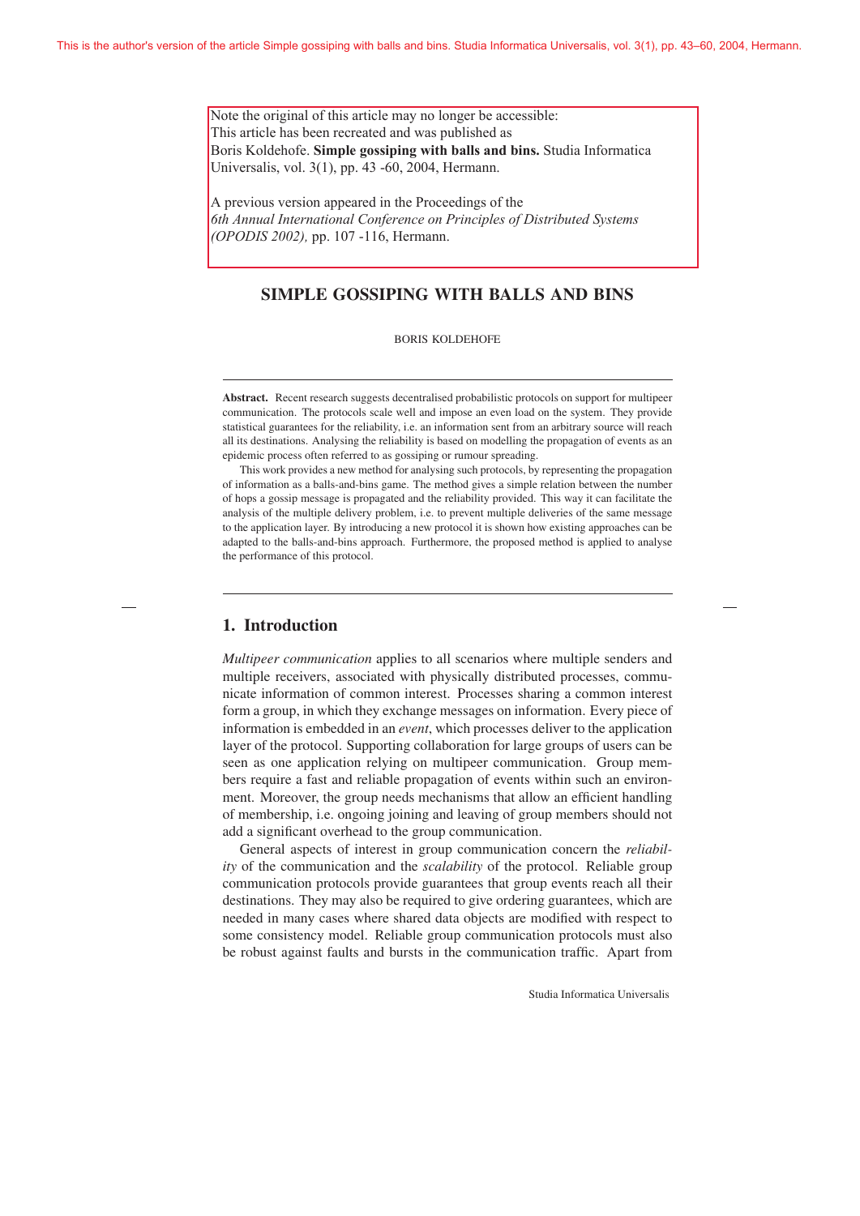This is the author's version of the article Simple gossiping with balls and bins. Studia Informatica Universalis, vol. 3(1), pp. 43–60, 2004, Hermann.

Note the original of this article may no longer be accessible:
This article has been recreated and was published as
Boris Koldehofe. **Simple gossiping with balls and bins.** Studia Informatica Universalis, vol. 3(1), pp. 43 -60, 2004, Hermann.

A previous version appeared in the Proceedings of the *6th Annual International Conference on Principles of Distributed Systems (OPODIS 2002),* pp. 107 -116, Hermann.

# SIMPLE GOSSIPING WITH BALLS AND BINS

BORIS KOLDEHOFE

**Abstract.** Recent research suggests decentralised probabilistic protocols on support for multipeer communication. The protocols scale well and impose an even load on the system. They provide statistical guarantees for the reliability, i.e. an information sent from an arbitrary source will reach all its destinations. Analysing the reliability is based on modelling the propagation of events as an epidemic process often referred to as gossiping or rumour spreading.

This work provides a new method for analysing such protocols, by representing the propagation of information as a balls-and-bins game. The method gives a simple relation between the number of hops a gossip message is propagated and the reliability provided. This way it can facilitate the analysis of the multiple delivery problem, i.e. to prevent multiple deliveries of the same message to the application layer. By introducing a new protocol it is shown how existing approaches can be adapted to the balls-and-bins approach. Furthermore, the proposed method is applied to analyse the performance of this protocol.

## 1. Introduction

*Multipeer communication* applies to all scenarios where multiple senders and multiple receivers, associated with physically distributed processes, communicate information of common interest. Processes sharing a common interest form a group, in which they exchange messages on information. Every piece of information is embedded in an *event*, which processes deliver to the application layer of the protocol. Supporting collaboration for large groups of users can be seen as one application relying on multipeer communication. Group members require a fast and reliable propagation of events within such an environment. Moreover, the group needs mechanisms that allow an efficient handling of membership, i.e. ongoing joining and leaving of group members should not add a significant overhead to the group communication.

General aspects of interest in group communication concern the *reliability* of the communication and the *scalability* of the protocol. Reliable group communication protocols provide guarantees that group events reach all their destinations. They may also be required to give ordering guarantees, which are needed in many cases where shared data objects are modified with respect to some consistency model. Reliable group communication protocols must also be robust against faults and bursts in the communication traffic. Apart from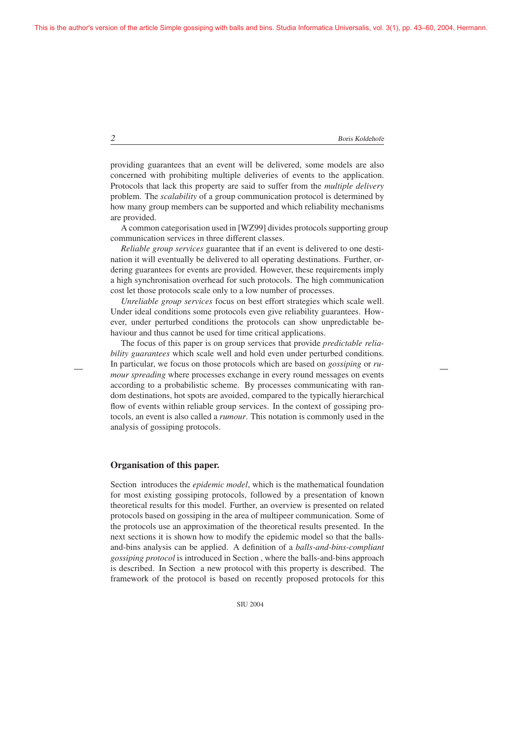providing guarantees that an event will be delivered, some models are also concerned with prohibiting multiple deliveries of events to the application. Protocols that lack this property are said to suffer from the *multiple delivery* problem. The *scalability* of a group communication protocol is determined by how many group members can be supported and which reliability mechanisms are provided.

A common categorisation used in [WZ99] divides protocols supporting group communication services in three different classes.

*Reliable group services* guarantee that if an event is delivered to one destination it will eventually be delivered to all operating destinations. Further, ordering guarantees for events are provided. However, these requirements imply a high synchronisation overhead for such protocols. The high communication cost let those protocols scale only to a low number of processes.

*Unreliable group services* focus on best effort strategies which scale well. Under ideal conditions some protocols even give reliability guarantees. However, under perturbed conditions the protocols can show unpredictable behaviour and thus cannot be used for time critical applications.

The focus of this paper is on group services that provide *predictable reliability guarantees* which scale well and hold even under perturbed conditions. In particular, we focus on those protocols which are based on *gossiping* or *rumour spreading* where processes exchange in every round messages on events according to a probabilistic scheme. By processes communicating with random destinations, hot spots are avoided, compared to the typically hierarchical flow of events within reliable group services. In the context of gossiping protocols, an event is also called a *rumour*. This notation is commonly used in the analysis of gossiping protocols.

## Organisation of this paper.

Section  introduces the *epidemic model*, which is the mathematical foundation for most existing gossiping protocols, followed by a presentation of known theoretical results for this model. Further, an overview is presented on related protocols based on gossiping in the area of multipeer communication. Some of the protocols use an approximation of the theoretical results presented. In the next sections it is shown how to modify the epidemic model so that the balls-and-bins analysis can be applied. A definition of a *balls-and-bins-compliant gossiping protocol* is introduced in Section , where the balls-and-bins approach is described. In Section  a new protocol with this property is described. The framework of the protocol is based on recently proposed protocols for this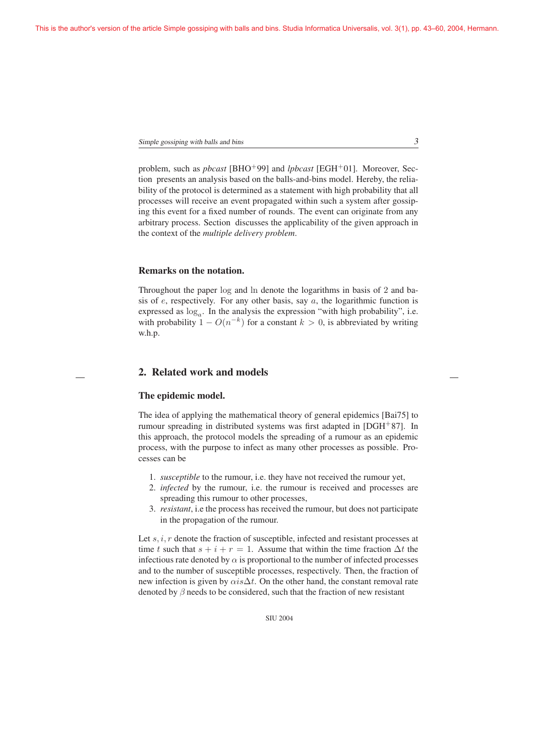problem, such as *pbcast* [BHO+99] and *lpbcast* [EGH+01]. Moreover, Section presents an analysis based on the balls-and-bins model. Hereby, the reliability of the protocol is determined as a statement with high probability that all processes will receive an event propagated within such a system after gossiping this event for a fixed number of rounds. The event can originate from any arbitrary process. Section discusses the applicability of the given approach in the context of the *multiple delivery problem*.

### Remarks on the notation.

Throughout the paper $\log$ and $\ln$ denote the logarithms in basis of 2 and basis of $e$, respectively. For any other basis, say $a$, the logarithmic function is expressed as $\log_a$. In the analysis the expression "with high probability", i.e. with probability $1 - O(n^{-k})$ for a constant $k > 0$, is abbreviated by writing w.h.p.

## 2. Related work and models

### The epidemic model.

The idea of applying the mathematical theory of general epidemics [Bai75] to rumour spreading in distributed systems was first adapted in [DGH+87]. In this approach, the protocol models the spreading of a rumour as an epidemic process, with the purpose to infect as many other processes as possible. Processes can be

1. *susceptible* to the rumour, i.e. they have not received the rumour yet,
2. *infected* by the rumour, i.e. the rumour is received and processes are spreading this rumour to other processes,
3. *resistant*, i.e the process has received the rumour, but does not participate in the propagation of the rumour.

Let $s, i, r$ denote the fraction of susceptible, infected and resistant processes at time $t$ such that $s + i + r = 1$. Assume that within the time fraction $\Delta t$ the infectious rate denoted by $\alpha$ is proportional to the number of infected processes and to the number of susceptible processes, respectively. Then, the fraction of new infection is given by $\alpha is\Delta t$. On the other hand, the constant removal rate denoted by $\beta$ needs to be considered, such that the fraction of new resistant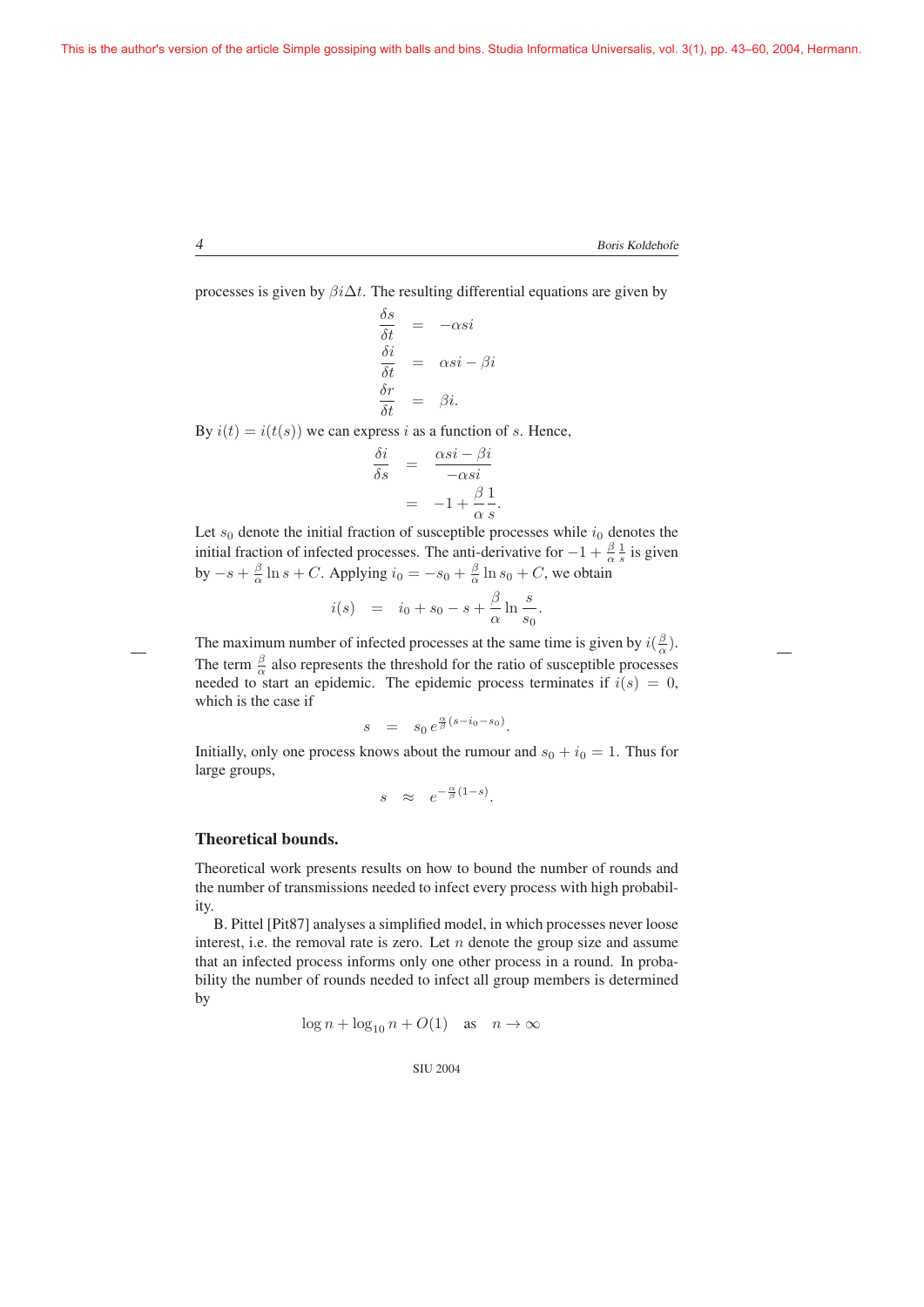processes is given by $\beta i \Delta t$. The resulting differential equations are given by

$$\frac{\delta s}{\delta t} = -\alpha s i$$
$$\frac{\delta i}{\delta t} = \alpha s i - \beta i$$
$$\frac{\delta r}{\delta t} = \beta i.$$

By $i(t) = i(t(s))$ we can express $i$ as a function of $s$. Hence,

$$\frac{\delta i}{\delta s} = \frac{\alpha s i - \beta i}{-\alpha s i} = -1 + \frac{\beta}{\alpha}\frac{1}{s}.$$

Let $s_0$ denote the initial fraction of susceptible processes while $i_0$ denotes the initial fraction of infected processes. The anti-derivative for $-1 + \frac{\beta}{\alpha}\frac{1}{s}$ is given by $-s + \frac{\beta}{\alpha}\ln s + C$. Applying $i_0 = -s_0 + \frac{\beta}{\alpha}\ln s_0 + C$, we obtain

$$i(s) = i_0 + s_0 - s + \frac{\beta}{\alpha}\ln\frac{s}{s_0}.$$

The maximum number of infected processes at the same time is given by $i(\frac{\beta}{\alpha})$. The term $\frac{\beta}{\alpha}$ also represents the threshold for the ratio of susceptible processes needed to start an epidemic. The epidemic process terminates if $i(s) = 0$, which is the case if

$$s = s_0\, e^{\frac{\alpha}{\beta}(s - i_0 - s_0)}.$$

Initially, only one process knows about the rumour and $s_0 + i_0 = 1$. Thus for large groups,

$$s \approx e^{-\frac{\alpha}{\beta}(1-s)}.$$

**Theoretical bounds.**

Theoretical work presents results on how to bound the number of rounds and the number of transmissions needed to infect every process with high probability.

B. Pittel [Pit87] analyses a simplified model, in which processes never loose interest, i.e. the removal rate is zero. Let $n$ denote the group size and assume that an infected process informs only one other process in a round. In probability the number of rounds needed to infect all group members is determined by

$$\log n + \log_{10} n + O(1) \quad \text{as} \quad n \to \infty$$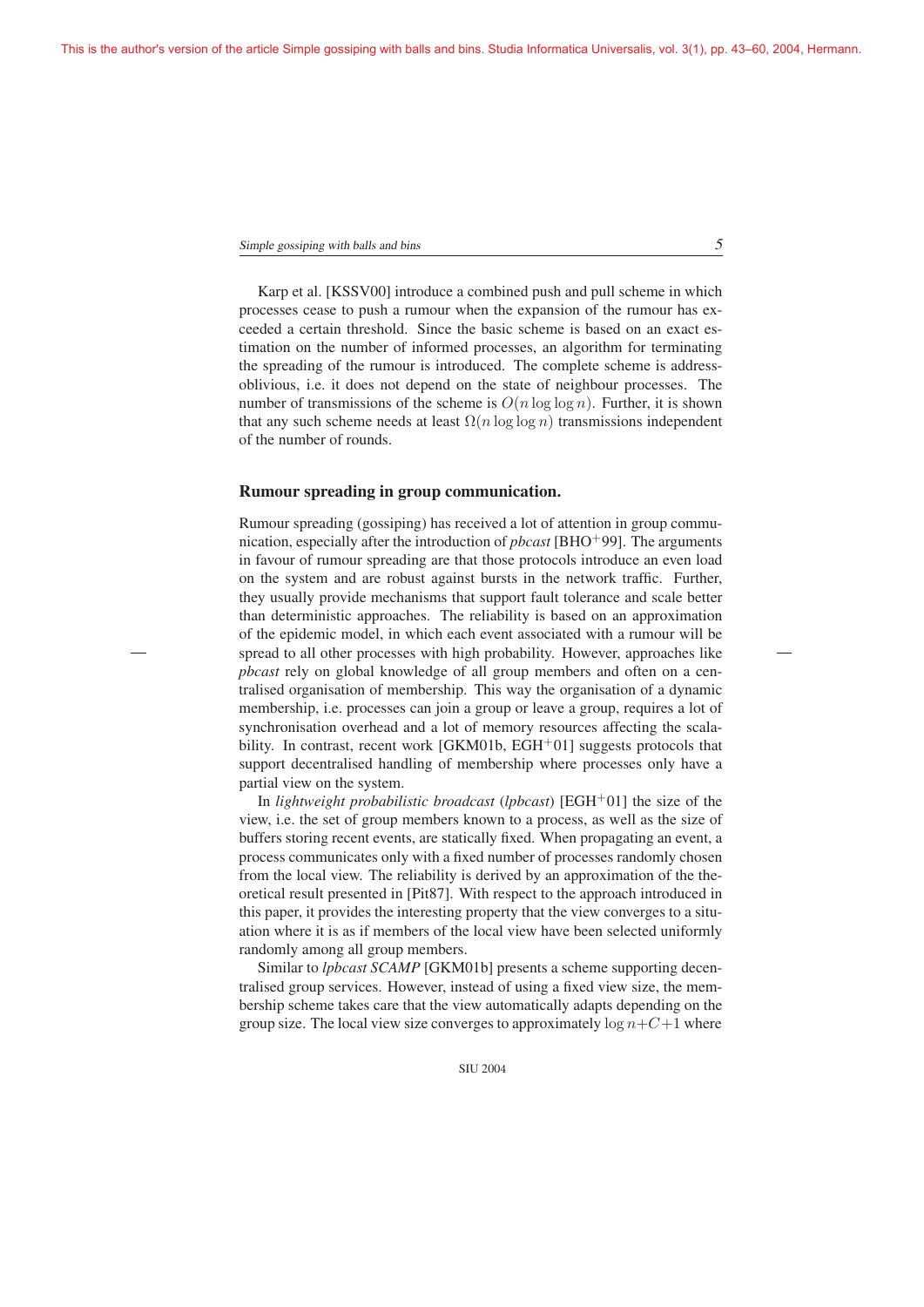Karp et al. [KSSV00] introduce a combined push and pull scheme in which processes cease to push a rumour when the expansion of the rumour has exceeded a certain threshold. Since the basic scheme is based on an exact estimation on the number of informed processes, an algorithm for terminating the spreading of the rumour is introduced. The complete scheme is address-oblivious, i.e. it does not depend on the state of neighbour processes. The number of transmissions of the scheme is $O(n \log \log n)$. Further, it is shown that any such scheme needs at least $\Omega(n \log \log n)$ transmissions independent of the number of rounds.

### Rumour spreading in group communication.

Rumour spreading (gossiping) has received a lot of attention in group communication, especially after the introduction of *pbcast* [BHO+99]. The arguments in favour of rumour spreading are that those protocols introduce an even load on the system and are robust against bursts in the network traffic. Further, they usually provide mechanisms that support fault tolerance and scale better than deterministic approaches. The reliability is based on an approximation of the epidemic model, in which each event associated with a rumour will be spread to all other processes with high probability. However, approaches like *pbcast* rely on global knowledge of all group members and often on a centralised organisation of membership. This way the organisation of a dynamic membership, i.e. processes can join a group or leave a group, requires a lot of synchronisation overhead and a lot of memory resources affecting the scalability. In contrast, recent work [GKM01b, EGH+01] suggests protocols that support decentralised handling of membership where processes only have a partial view on the system.

In *lightweight probabilistic broadcast* (*lpbcast*) [EGH+01] the size of the view, i.e. the set of group members known to a process, as well as the size of buffers storing recent events, are statically fixed. When propagating an event, a process communicates only with a fixed number of processes randomly chosen from the local view. The reliability is derived by an approximation of the theoretical result presented in [Pit87]. With respect to the approach introduced in this paper, it provides the interesting property that the view converges to a situation where it is as if members of the local view have been selected uniformly randomly among all group members.

Similar to *lpbcast SCAMP* [GKM01b] presents a scheme supporting decentralised group services. However, instead of using a fixed view size, the membership scheme takes care that the view automatically adapts depending on the group size. The local view size converges to approximately $\log n + C + 1$ where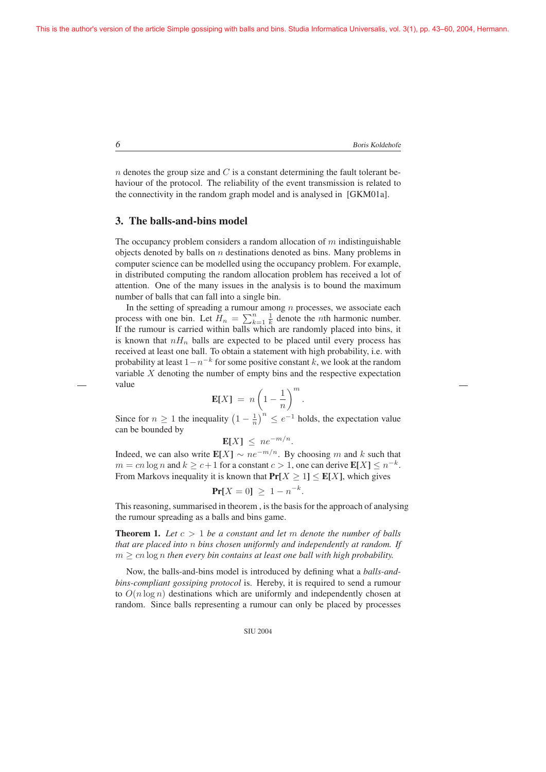$n$ denotes the group size and $C$ is a constant determining the fault tolerant behaviour of the protocol. The reliability of the event transmission is related to the connectivity in the random graph model and is analysed in [GKM01a].

## 3. The balls-and-bins model

The occupancy problem considers a random allocation of $m$ indistinguishable objects denoted by balls on $n$ destinations denoted as bins. Many problems in computer science can be modelled using the occupancy problem. For example, in distributed computing the random allocation problem has received a lot of attention. One of the many issues in the analysis is to bound the maximum number of balls that can fall into a single bin.

In the setting of spreading a rumour among $n$ processes, we associate each process with one bin. Let $H_n = \sum_{k=1}^{n} \frac{1}{k}$ denote the $n$th harmonic number. If the rumour is carried within balls which are randomly placed into bins, it is known that $nH_n$ balls are expected to be placed until every process has received at least one ball. To obtain a statement with high probability, i.e. with probability at least $1 - n^{-k}$ for some positive constant $k$, we look at the random variable $X$ denoting the number of empty bins and the respective expectation value

$$\mathbf{E}[X] \;=\; n\left(1 - \frac{1}{n}\right)^{m}.$$

Since for $n \geq 1$ the inequality $\left(1 - \frac{1}{n}\right)^{n} \leq e^{-1}$ holds, the expectation value can be bounded by

$$\mathbf{E}[X] \;\leq\; ne^{-m/n}.$$

Indeed, we can also write $\mathbf{E}[X] \sim ne^{-m/n}$. By choosing $m$ and $k$ such that $m = cn \log n$ and $k \geq c+1$ for a constant $c > 1$, one can derive $\mathbf{E}[X] \leq n^{-k}$. From Markovs inequality it is known that $\mathbf{Pr}[X \geq 1] \leq \mathbf{E}[X]$, which gives

$$\mathbf{Pr}[X = 0] \;\geq\; 1 - n^{-k}.$$

This reasoning, summarised in theorem , is the basis for the approach of analysing the rumour spreading as a balls and bins game.

**Theorem 1.** *Let $c > 1$ be a constant and let $m$ denote the number of balls that are placed into $n$ bins chosen uniformly and independently at random. If $m \geq cn \log n$ then every bin contains at least one ball with high probability.*

Now, the balls-and-bins model is introduced by defining what a *balls-and-bins-compliant gossiping protocol* is. Hereby, it is required to send a rumour to $O(n \log n)$ destinations which are uniformly and independently chosen at random. Since balls representing a rumour can only be placed by processes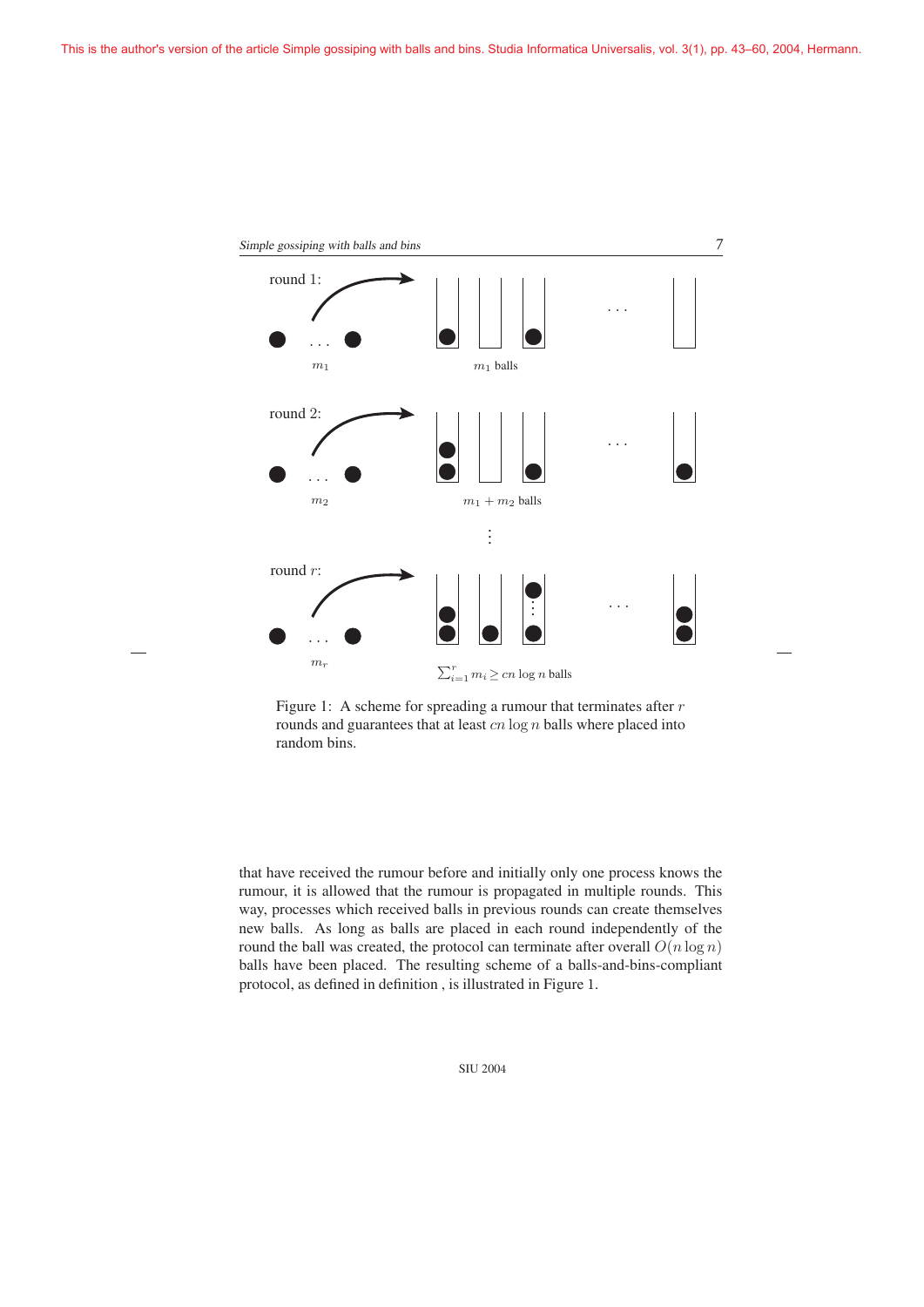Figure 1: A scheme for spreading a rumour that terminates after $r$ rounds and guarantees that at least $cn \log n$ balls where placed into random bins.

that have received the rumour before and initially only one process knows the rumour, it is allowed that the rumour is propagated in multiple rounds. This way, processes which received balls in previous rounds can create themselves new balls. As long as balls are placed in each round independently of the round the ball was created, the protocol can terminate after overall $O(n \log n)$ balls have been placed. The resulting scheme of a balls-and-bins-compliant protocol, as defined in definition , is illustrated in Figure 1.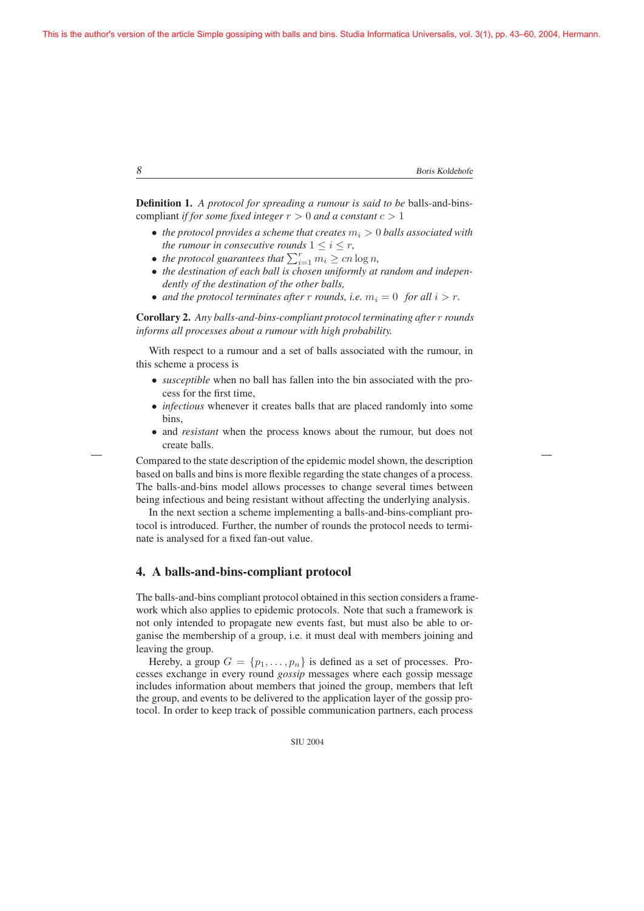**Definition 1.** *A protocol for spreading a rumour is said to be* balls-and-bins-compliant *if for some fixed integer $r > 0$ and a constant $c > 1$*

- *the protocol provides a scheme that creates $m_i > 0$ balls associated with the rumour in consecutive rounds $1 \leq i \leq r$,*
- *the protocol guarantees that $\sum_{i=1}^{r} m_i \geq cn \log n$,*
- *the destination of each ball is chosen uniformly at random and independently of the destination of the other balls,*
- *and the protocol terminates after $r$ rounds, i.e. $m_i = 0$ for all $i > r$.*

**Corollary 2.** *Any balls-and-bins-compliant protocol terminating after $r$ rounds informs all processes about a rumour with high probability.*

With respect to a rumour and a set of balls associated with the rumour, in this scheme a process is

- *susceptible* when no ball has fallen into the bin associated with the process for the first time,
- *infectious* whenever it creates balls that are placed randomly into some bins,
- and *resistant* when the process knows about the rumour, but does not create balls.

Compared to the state description of the epidemic model shown, the description based on balls and bins is more flexible regarding the state changes of a process. The balls-and-bins model allows processes to change several times between being infectious and being resistant without affecting the underlying analysis.

In the next section a scheme implementing a balls-and-bins-compliant protocol is introduced. Further, the number of rounds the protocol needs to terminate is analysed for a fixed fan-out value.

## 4. A balls-and-bins-compliant protocol

The balls-and-bins compliant protocol obtained in this section considers a framework which also applies to epidemic protocols. Note that such a framework is not only intended to propagate new events fast, but must also be able to organise the membership of a group, i.e. it must deal with members joining and leaving the group.

Hereby, a group $G = \{p_1, \ldots, p_n\}$ is defined as a set of processes. Processes exchange in every round *gossip* messages where each gossip message includes information about members that joined the group, members that left the group, and events to be delivered to the application layer of the gossip protocol. In order to keep track of possible communication partners, each process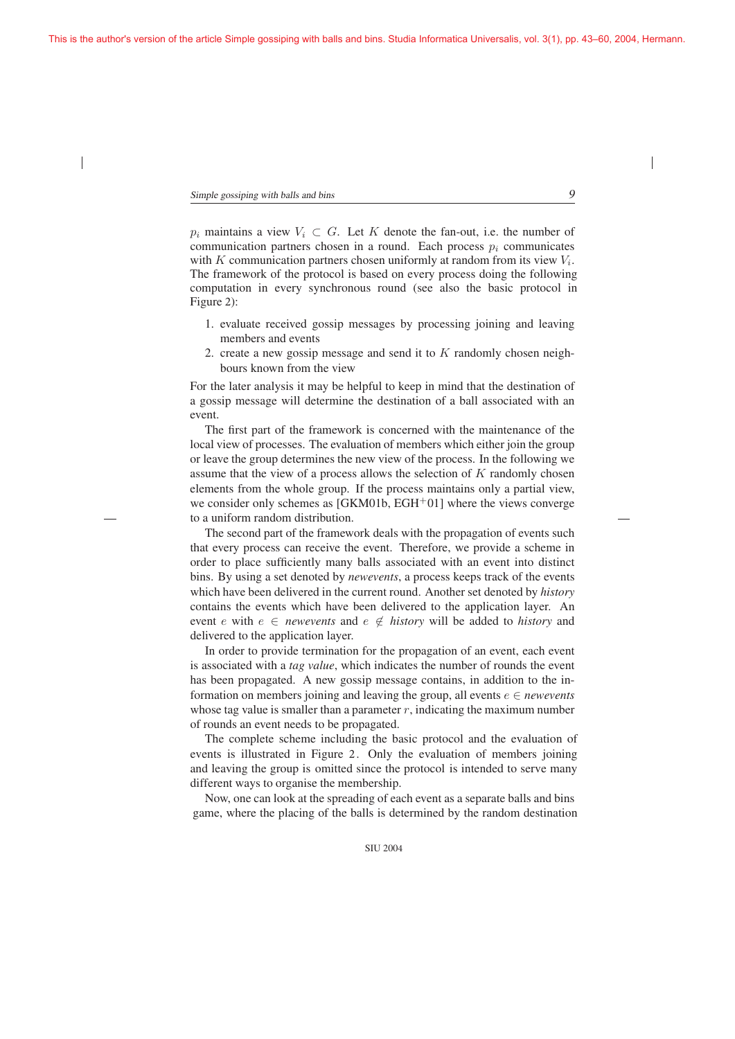$p_i$ maintains a view $V_i \subset G$. Let $K$ denote the fan-out, i.e. the number of communication partners chosen in a round. Each process $p_i$ communicates with $K$ communication partners chosen uniformly at random from its view $V_i$. The framework of the protocol is based on every process doing the following computation in every synchronous round (see also the basic protocol in Figure 2):

1. evaluate received gossip messages by processing joining and leaving members and events
2. create a new gossip message and send it to $K$ randomly chosen neighbours known from the view

For the later analysis it may be helpful to keep in mind that the destination of a gossip message will determine the destination of a ball associated with an event.

The first part of the framework is concerned with the maintenance of the local view of processes. The evaluation of members which either join the group or leave the group determines the new view of the process. In the following we assume that the view of a process allows the selection of $K$ randomly chosen elements from the whole group. If the process maintains only a partial view, we consider only schemes as [GKM01b, EGH$^+$01] where the views converge to a uniform random distribution.

The second part of the framework deals with the propagation of events such that every process can receive the event. Therefore, we provide a scheme in order to place sufficiently many balls associated with an event into distinct bins. By using a set denoted by *newevents*, a process keeps track of the events which have been delivered in the current round. Another set denoted by *history* contains the events which have been delivered to the application layer. An event $e$ with $e \in$ *newevents* and $e \notin$ *history* will be added to *history* and delivered to the application layer.

In order to provide termination for the propagation of an event, each event is associated with a *tag value*, which indicates the number of rounds the event has been propagated. A new gossip message contains, in addition to the information on members joining and leaving the group, all events $e \in$ *newevents* whose tag value is smaller than a parameter $r$, indicating the maximum number of rounds an event needs to be propagated.

The complete scheme including the basic protocol and the evaluation of events is illustrated in Figure 2. Only the evaluation of members joining and leaving the group is omitted since the protocol is intended to serve many different ways to organise the membership.

Now, one can look at the spreading of each event as a separate balls and bins game, where the placing of the balls is determined by the random destination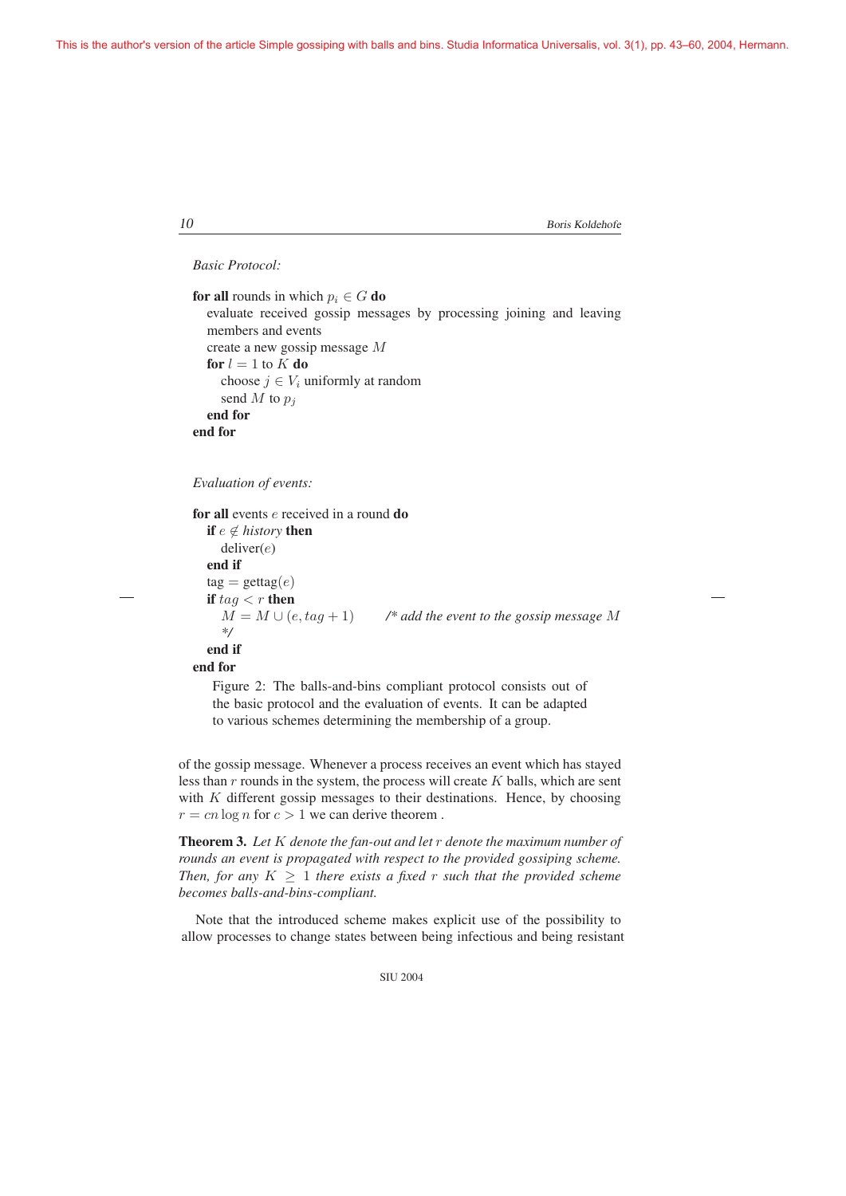*Basic Protocol:*

```
for all rounds in which p_i ∈ G do
   evaluate received gossip messages by processing joining and leaving
   members and events
   create a new gossip message M
   for l = 1 to K do
      choose j ∈ V_i uniformly at random
      send M to p_j
   end for
end for
```

*Evaluation of events:*

```
for all events e received in a round do
   if e ∉ history then
      deliver(e)
   end if
   tag = gettag(e)
   if tag < r then
      M = M ∪ (e, tag + 1)      /* add the event to the gossip message M
      */
   end if
end for
```

Figure 2: The balls-and-bins compliant protocol consists out of the basic protocol and the evaluation of events. It can be adapted to various schemes determining the membership of a group.

of the gossip message. Whenever a process receives an event which has stayed less than $r$ rounds in the system, the process will create $K$ balls, which are sent with $K$ different gossip messages to their destinations. Hence, by choosing $r = cn \log n$ for $c > 1$ we can derive theorem .

**Theorem 3.** *Let $K$ denote the fan-out and let $r$ denote the maximum number of rounds an event is propagated with respect to the provided gossiping scheme. Then, for any $K \geq 1$ there exists a fixed $r$ such that the provided scheme becomes balls-and-bins-compliant.*

Note that the introduced scheme makes explicit use of the possibility to allow processes to change states between being infectious and being resistant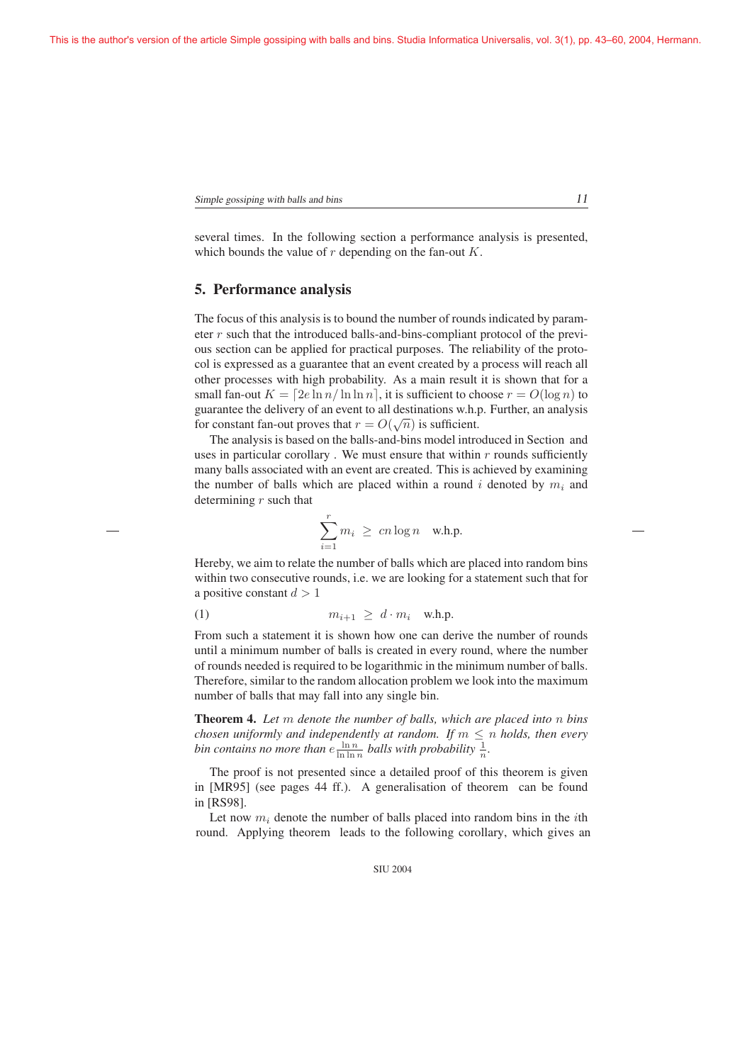several times. In the following section a performance analysis is presented, which bounds the value of $r$ depending on the fan-out $K$.

## 5. Performance analysis

The focus of this analysis is to bound the number of rounds indicated by parameter $r$ such that the introduced balls-and-bins-compliant protocol of the previous section can be applied for practical purposes. The reliability of the protocol is expressed as a guarantee that an event created by a process will reach all other processes with high probability. As a main result it is shown that for a small fan-out $K = \lceil 2e \ln n / \ln \ln n \rceil$, it is sufficient to choose $r = O(\log n)$ to guarantee the delivery of an event to all destinations w.h.p. Further, an analysis for constant fan-out proves that $r = O(\sqrt{n})$ is sufficient.

The analysis is based on the balls-and-bins model introduced in Section and uses in particular corollary . We must ensure that within $r$ rounds sufficiently many balls associated with an event are created. This is achieved by examining the number of balls which are placed within a round $i$ denoted by $m_i$ and determining $r$ such that

$$\sum_{i=1}^{r} m_i \;\geq\; cn \log n \quad \text{w.h.p.}$$

Hereby, we aim to relate the number of balls which are placed into random bins within two consecutive rounds, i.e. we are looking for a statement such that for a positive constant $d > 1$

$$m_{i+1} \;\geq\; d \cdot m_i \quad \text{w.h.p.} \tag{1}$$

From such a statement it is shown how one can derive the number of rounds until a minimum number of balls is created in every round, where the number of rounds needed is required to be logarithmic in the minimum number of balls. Therefore, similar to the random allocation problem we look into the maximum number of balls that may fall into any single bin.

**Theorem 4.** *Let $m$ denote the number of balls, which are placed into $n$ bins chosen uniformly and independently at random. If $m \leq n$ holds, then every bin contains no more than $e\frac{\ln n}{\ln \ln n}$ balls with probability $\frac{1}{n}$.*

The proof is not presented since a detailed proof of this theorem is given in [MR95] (see pages 44 ff.). A generalisation of theorem can be found in [RS98].

Let now $m_i$ denote the number of balls placed into random bins in the $i$th round. Applying theorem leads to the following corollary, which gives an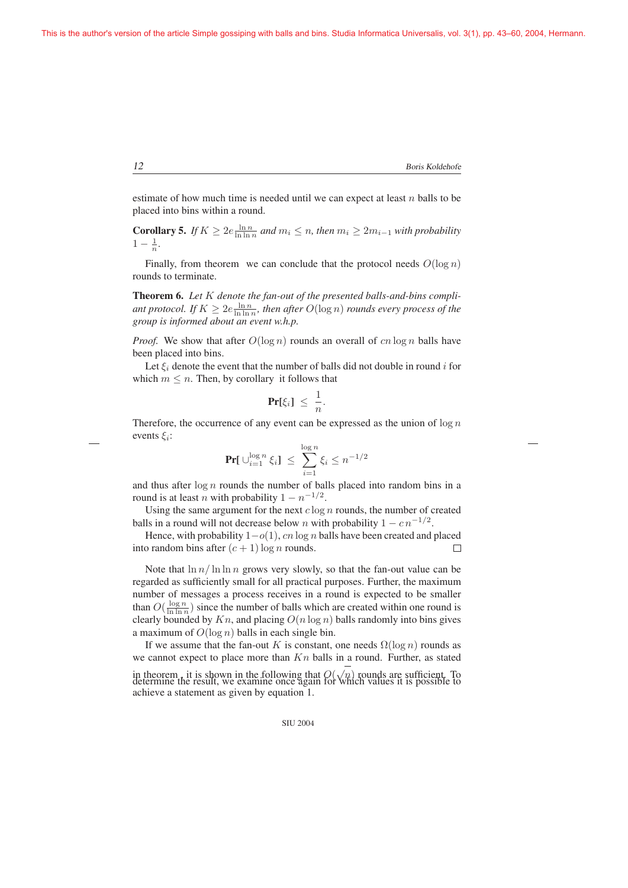estimate of how much time is needed until we can expect at least $n$ balls to be placed into bins within a round.

**Corollary 5.** *If $K \geq 2e\frac{\ln n}{\ln \ln n}$ and $m_i \leq n$, then $m_i \geq 2m_{i-1}$ with probability $1 - \frac{1}{n}$.*

Finally, from theorem  we can conclude that the protocol needs $O(\log n)$ rounds to terminate.

**Theorem 6.** *Let $K$ denote the fan-out of the presented balls-and-bins compliant protocol. If $K \geq 2e\frac{\ln n}{\ln \ln n}$, then after $O(\log n)$ rounds every process of the group is informed about an event w.h.p.*

*Proof.* We show that after $O(\log n)$ rounds an overall of $cn \log n$ balls have been placed into bins.

Let $\xi_i$ denote the event that the number of balls did not double in round $i$ for which $m \leq n$. Then, by corollary  it follows that

$$\mathbf{Pr}[\xi_i] \;\leq\; \frac{1}{n}.$$

Therefore, the occurrence of any event can be expressed as the union of $\log n$ events $\xi_i$:

$$\mathbf{Pr}[\cup_{i=1}^{\log n} \xi_i] \;\leq\; \sum_{i=1}^{\log n} \xi_i \leq n^{-1/2}$$

and thus after $\log n$ rounds the number of balls placed into random bins in a round is at least $n$ with probability $1 - n^{-1/2}$.

Using the same argument for the next $c \log n$ rounds, the number of created balls in a round will not decrease below $n$ with probability $1 - c\,n^{-1/2}$.

Hence, with probability $1-o(1)$, $cn \log n$ balls have been created and placed into random bins after $(c+1) \log n$ rounds. □

Note that $\ln n / \ln \ln n$ grows very slowly, so that the fan-out value can be regarded as sufficiently small for all practical purposes. Further, the maximum number of messages a process receives in a round is expected to be smaller than $O(\frac{\log n}{\ln \ln n})$ since the number of balls which are created within one round is clearly bounded by $Kn$, and placing $O(n \log n)$ balls randomly into bins gives a maximum of $O(\log n)$ balls in each single bin.

If we assume that the fan-out $K$ is constant, one needs $\Omega(\log n)$ rounds as we cannot expect to place more than $Kn$ balls in a round. Further, as stated in theorem , it is shown in the following that $O(\sqrt{n})$ rounds are sufficient. To determine the result, we examine once again for which values it is possible to achieve a statement as given by equation 1.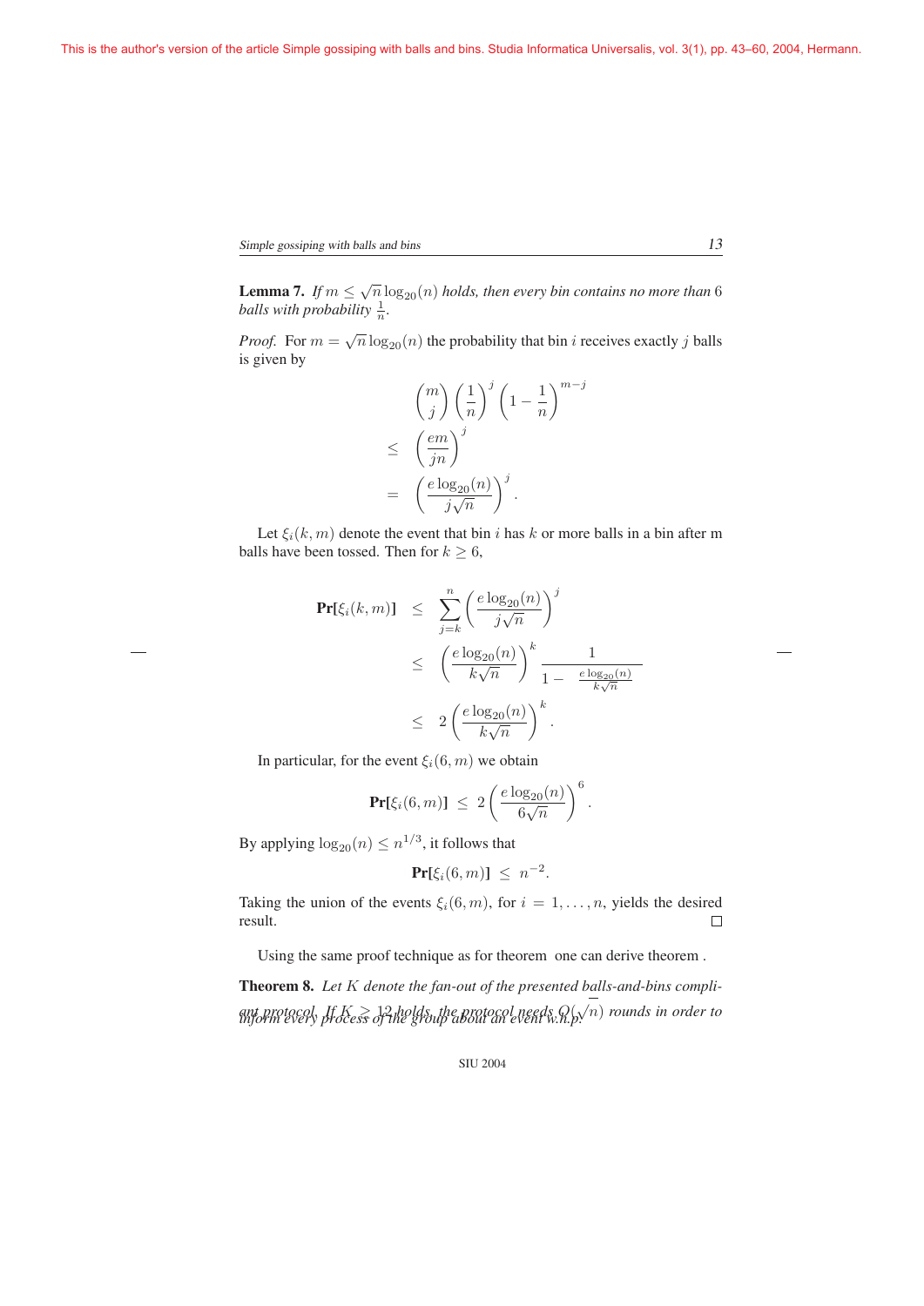This is the author's version of the article Simple gossiping with balls and bins. Studia Informatica Universalis, vol. 3(1), pp. 43–60, 2004, Hermann.

**Lemma 7.** *If $m \le \sqrt{n}\log_{20}(n)$ holds, then every bin contains no more than 6 balls with probability $\frac{1}{n}$.*

*Proof.* For $m = \sqrt{n}\log_{20}(n)$ the probability that bin $i$ receives exactly $j$ balls is given by

$$
\begin{aligned}
& \binom{m}{j}\left(\frac{1}{n}\right)^j\left(1-\frac{1}{n}\right)^{m-j} \\
\le\ & \left(\frac{em}{jn}\right)^j \\
=\ & \left(\frac{e\log_{20}(n)}{j\sqrt{n}}\right)^j .
\end{aligned}
$$

Let $\xi_i(k,m)$ denote the event that bin $i$ has $k$ or more balls in a bin after m balls have been tossed. Then for $k \ge 6$,

$$
\begin{aligned}
\mathbf{Pr}[\xi_i(k,m)] &\le \sum_{j=k}^{n}\left(\frac{e\log_{20}(n)}{j\sqrt{n}}\right)^j \\
&\le \left(\frac{e\log_{20}(n)}{k\sqrt{n}}\right)^k \frac{1}{1-\frac{e\log_{20}(n)}{k\sqrt{n}}} \\
&\le 2\left(\frac{e\log_{20}(n)}{k\sqrt{n}}\right)^k .
\end{aligned}
$$

In particular, for the event $\xi_i(6,m)$ we obtain

$$
\mathbf{Pr}[\xi_i(6,m)] \ \le\ 2\left(\frac{e\log_{20}(n)}{6\sqrt{n}}\right)^6 .
$$

By applying $\log_{20}(n) \le n^{1/3}$, it follows that

$$
\mathbf{Pr}[\xi_i(6,m)] \ \le\ n^{-2}.
$$

Taking the union of the events $\xi_i(6,m)$, for $i = 1,\ldots,n$, yields the desired result. □

Using the same proof technique as for theorem one can derive theorem .

**Theorem 8.** *Let $K$ denote the fan-out of the presented balls-and-bins compliant protocol. If $K \ge 12$ holds, the protocol needs $\Omega(\sqrt{n})$ rounds in order to inform every process of the group about an event w.h.p.*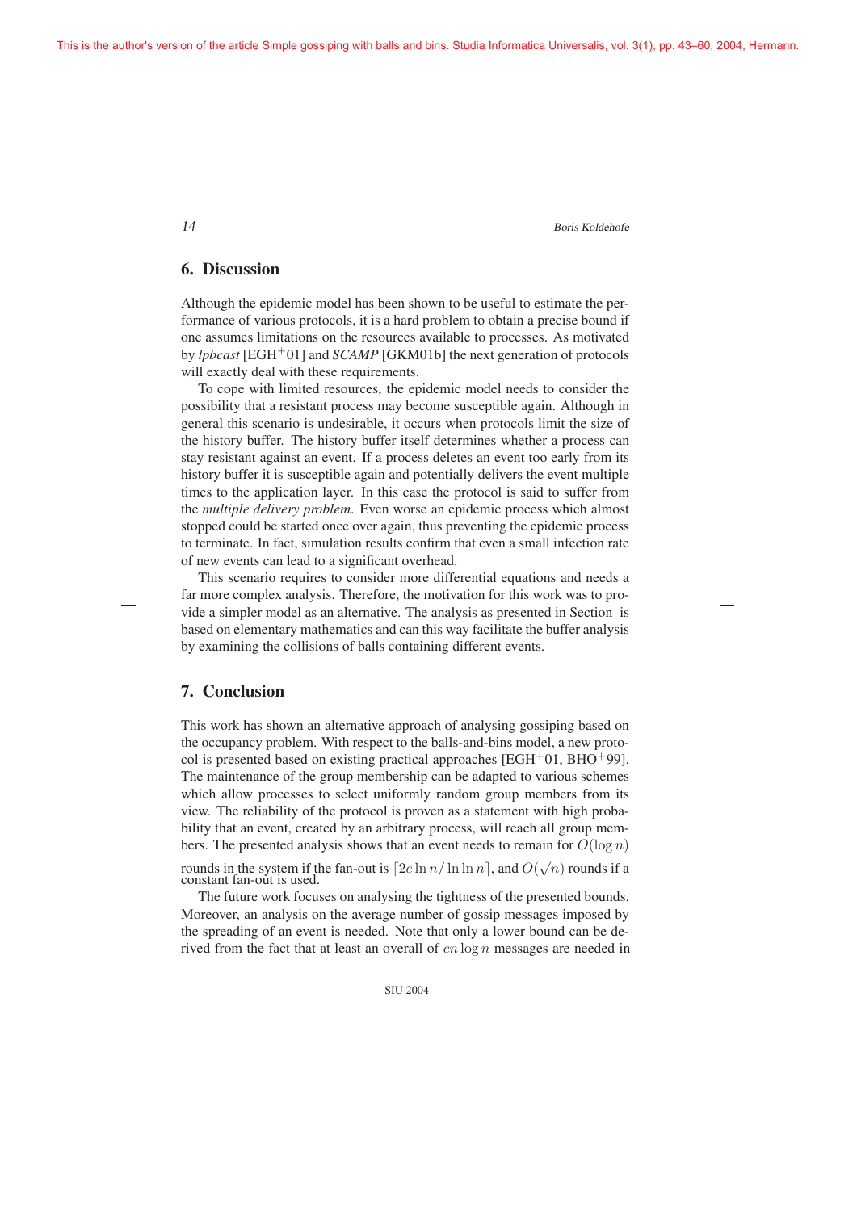## 6. Discussion

Although the epidemic model has been shown to be useful to estimate the performance of various protocols, it is a hard problem to obtain a precise bound if one assumes limitations on the resources available to processes. As motivated by *lpbcast* [EGH$^{+}$01] and *SCAMP* [GKM01b] the next generation of protocols will exactly deal with these requirements.

To cope with limited resources, the epidemic model needs to consider the possibility that a resistant process may become susceptible again. Although in general this scenario is undesirable, it occurs when protocols limit the size of the history buffer. The history buffer itself determines whether a process can stay resistant against an event. If a process deletes an event too early from its history buffer it is susceptible again and potentially delivers the event multiple times to the application layer. In this case the protocol is said to suffer from the *multiple delivery problem*. Even worse an epidemic process which almost stopped could be started once over again, thus preventing the epidemic process to terminate. In fact, simulation results confirm that even a small infection rate of new events can lead to a significant overhead.

This scenario requires to consider more differential equations and needs a far more complex analysis. Therefore, the motivation for this work was to provide a simpler model as an alternative. The analysis as presented in Section  is based on elementary mathematics and can this way facilitate the buffer analysis by examining the collisions of balls containing different events.

## 7. Conclusion

This work has shown an alternative approach of analysing gossiping based on the occupancy problem. With respect to the balls-and-bins model, a new protocol is presented based on existing practical approaches [EGH$^{+}$01, BHO$^{+}$99]. The maintenance of the group membership can be adapted to various schemes which allow processes to select uniformly random group members from its view. The reliability of the protocol is proven as a statement with high probability that an event, created by an arbitrary process, will reach all group members. The presented analysis shows that an event needs to remain for $O(\log n)$ rounds in the system if the fan-out is $\lceil 2e \ln n / \ln \ln n \rceil$, and $O(\sqrt{n})$ rounds if a constant fan-out is used.

The future work focuses on analysing the tightness of the presented bounds. Moreover, an analysis on the average number of gossip messages imposed by the spreading of an event is needed. Note that only a lower bound can be derived from the fact that at least an overall of $cn \log n$ messages are needed in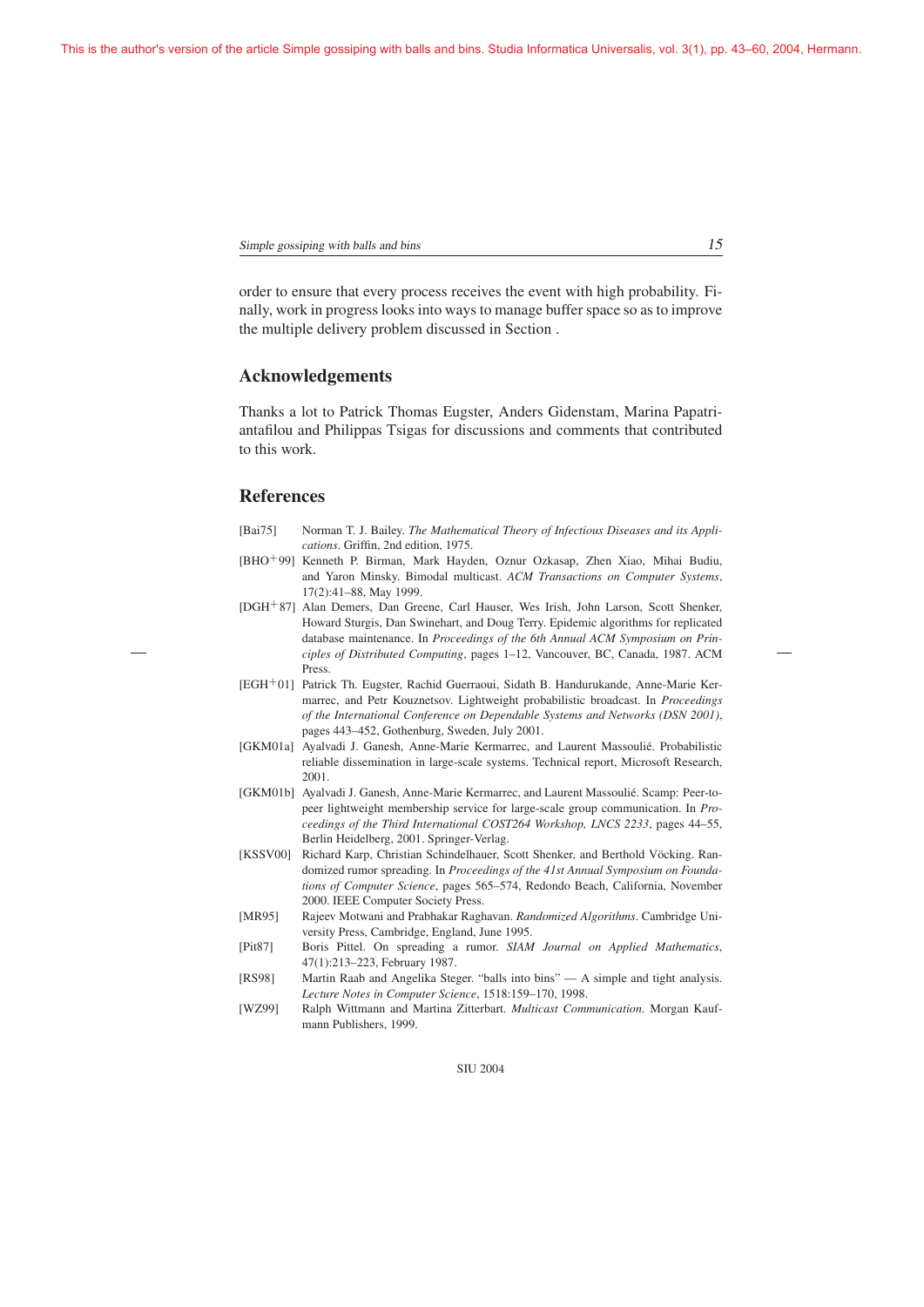order to ensure that every process receives the event with high probability. Finally, work in progress looks into ways to manage buffer space so as to improve the multiple delivery problem discussed in Section .

## Acknowledgements

Thanks a lot to Patrick Thomas Eugster, Anders Gidenstam, Marina Papatriantafilou and Philippas Tsigas for discussions and comments that contributed to this work.

## References

[Bai75] Norman T. J. Bailey. *The Mathematical Theory of Infectious Diseases and its Applications*. Griffin, 2nd edition, 1975.

[BHO+99] Kenneth P. Birman, Mark Hayden, Oznur Ozkasap, Zhen Xiao, Mihai Budiu, and Yaron Minsky. Bimodal multicast. *ACM Transactions on Computer Systems*, 17(2):41–88, May 1999.

[DGH+87] Alan Demers, Dan Greene, Carl Hauser, Wes Irish, John Larson, Scott Shenker, Howard Sturgis, Dan Swinehart, and Doug Terry. Epidemic algorithms for replicated database maintenance. In *Proceedings of the 6th Annual ACM Symposium on Principles of Distributed Computing*, pages 1–12, Vancouver, BC, Canada, 1987. ACM Press.

[EGH+01] Patrick Th. Eugster, Rachid Guerraoui, Sidath B. Handurukande, Anne-Marie Kermarrec, and Petr Kouznetsov. Lightweight probabilistic broadcast. In *Proceedings of the International Conference on Dependable Systems and Networks (DSN 2001)*, pages 443–452, Gothenburg, Sweden, July 2001.

[GKM01a] Ayalvadi J. Ganesh, Anne-Marie Kermarrec, and Laurent Massoulié. Probabilistic reliable dissemination in large-scale systems. Technical report, Microsoft Research, 2001.

[GKM01b] Ayalvadi J. Ganesh, Anne-Marie Kermarrec, and Laurent Massoulié. Scamp: Peer-to-peer lightweight membership service for large-scale group communication. In *Proceedings of the Third International COST264 Workshop, LNCS 2233*, pages 44–55, Berlin Heidelberg, 2001. Springer-Verlag.

[KSSV00] Richard Karp, Christian Schindelhauer, Scott Shenker, and Berthold Vöcking. Randomized rumor spreading. In *Proceedings of the 41st Annual Symposium on Foundations of Computer Science*, pages 565–574, Redondo Beach, California, November 2000. IEEE Computer Society Press.

[MR95] Rajeev Motwani and Prabhakar Raghavan. *Randomized Algorithms*. Cambridge University Press, Cambridge, England, June 1995.

[Pit87] Boris Pittel. On spreading a rumor. *SIAM Journal on Applied Mathematics*, 47(1):213–223, February 1987.

[RS98] Martin Raab and Angelika Steger. "balls into bins" — A simple and tight analysis. *Lecture Notes in Computer Science*, 1518:159–170, 1998.

[WZ99] Ralph Wittmann and Martina Zitterbart. *Multicast Communication*. Morgan Kaufmann Publishers, 1999.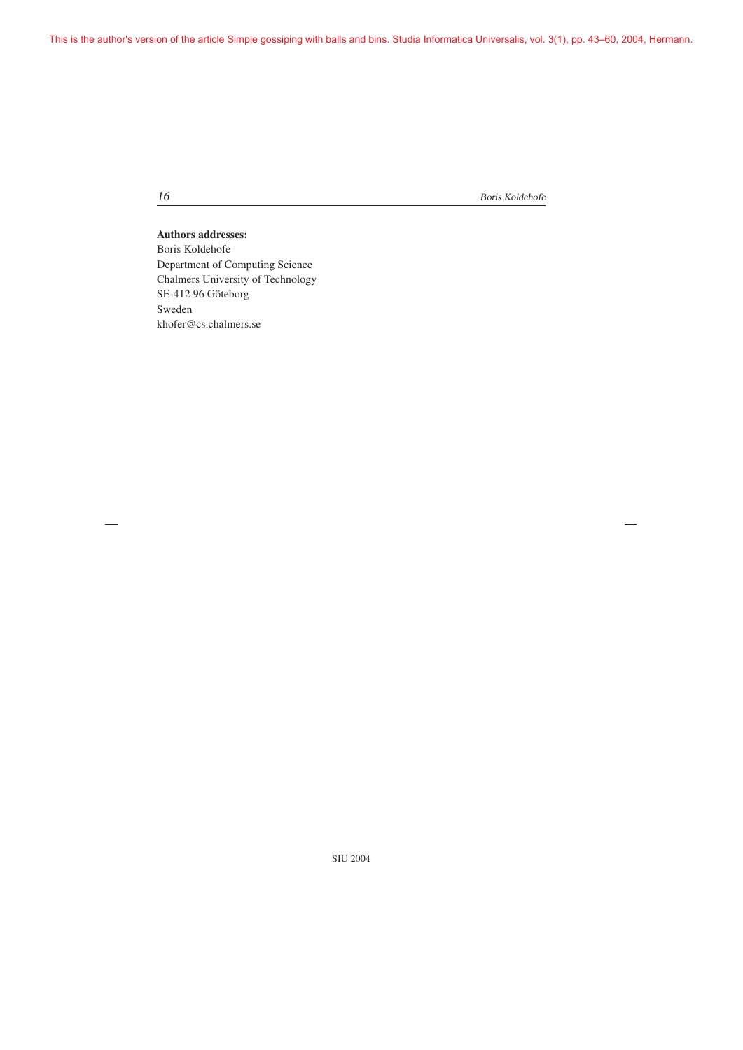This is the author's version of the article Simple gossiping with balls and bins. Studia Informatica Universalis, vol. 3(1), pp. 43–60, 2004, Hermann.

**Authors addresses:**
Boris Koldehofe
Department of Computing Science
Chalmers University of Technology
SE-412 96 Göteborg
Sweden
khofer@cs.chalmers.se